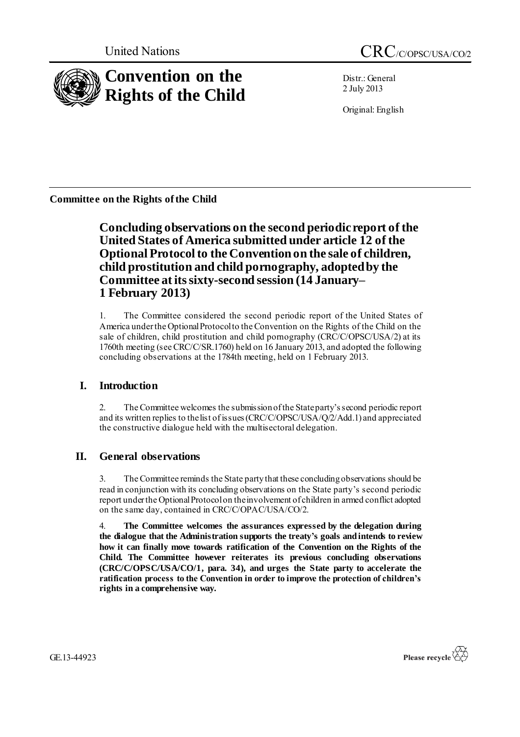United Nations

CRC/C/OPSC/USA/CO/2

# Convention on the Rights of the Child

Distr.: General
2 July 2013

Original: English

**Committee on the Rights of the Child**

## Concluding observations on the second periodic report of the United States of America submitted under article 12 of the Optional Protocol to the Convention on the sale of children, child prostitution and child pornography, adopted by the Committee at its sixty-second session (14 January–1 February 2013)

1. The Committee considered the second periodic report of the United States of America under the Optional Protocol to the Convention on the Rights of the Child on the sale of children, child prostitution and child pornography (CRC/C/OPSC/USA/2) at its 1760th meeting (see CRC/C/SR.1760) held on 16 January 2013, and adopted the following concluding observations at the 1784th meeting, held on 1 February 2013.

## I. Introduction

2. The Committee welcomes the submission of the State party's second periodic report and its written replies to the list of issues (CRC/C/OPSC/USA/Q/2/Add.1) and appreciated the constructive dialogue held with the multisectoral delegation.

## II. General observations

3. The Committee reminds the State party that these concluding observations should be read in conjunction with its concluding observations on the State party's second periodic report under the Optional Protocol on the involvement of children in armed conflict adopted on the same day, contained in CRC/C/OPAC/USA/CO/2.

4. **The Committee welcomes the assurances expressed by the delegation during the dialogue that the Administration supports the treaty's goals and intends to review how it can finally move towards ratification of the Convention on the Rights of the Child. The Committee however reiterates its previous concluding observations (CRC/C/OPSC/USA/CO/1, para. 34), and urges the State party to accelerate the ratification process to the Convention in order to improve the protection of children's rights in a comprehensive way.**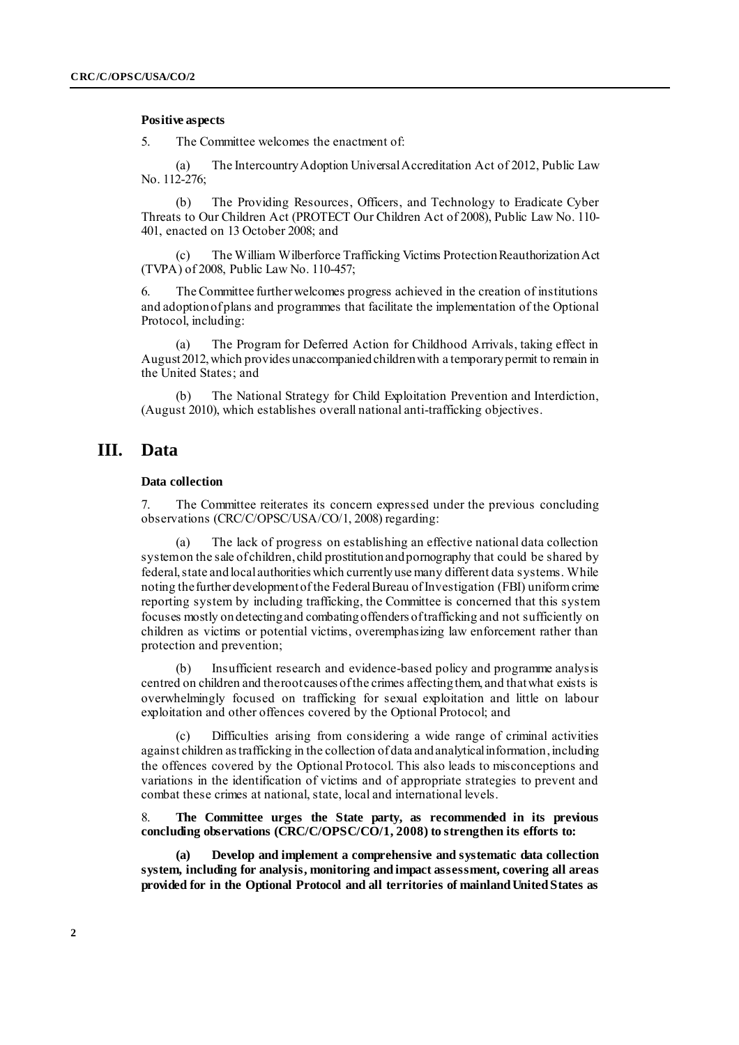### Positive aspects

5. The Committee welcomes the enactment of:

(a) The Intercountry Adoption Universal Accreditation Act of 2012, Public Law No. 112-276;

(b) The Providing Resources, Officers, and Technology to Eradicate Cyber Threats to Our Children Act (PROTECT Our Children Act of 2008), Public Law No. 110-401, enacted on 13 October 2008; and

(c) The William Wilberforce Trafficking Victims Protection Reauthorization Act (TVPA) of 2008, Public Law No. 110-457;

6. The Committee further welcomes progress achieved in the creation of institutions and adoption of plans and programmes that facilitate the implementation of the Optional Protocol, including:

(a) The Program for Deferred Action for Childhood Arrivals, taking effect in August 2012, which provides unaccompanied children with a temporary permit to remain in the United States; and

(b) The National Strategy for Child Exploitation Prevention and Interdiction, (August 2010), which establishes overall national anti-trafficking objectives.

## III. Data

### Data collection

7. The Committee reiterates its concern expressed under the previous concluding observations (CRC/C/OPSC/USA/CO/1, 2008) regarding:

(a) The lack of progress on establishing an effective national data collection system on the sale of children, child prostitution and pornography that could be shared by federal, state and local authorities which currently use many different data systems. While noting the further development of the Federal Bureau of Investigation (FBI) uniform crime reporting system by including trafficking, the Committee is concerned that this system focuses mostly on detecting and combating offenders of trafficking and not sufficiently on children as victims or potential victims, overemphasizing law enforcement rather than protection and prevention;

(b) Insufficient research and evidence-based policy and programme analysis centred on children and the root causes of the crimes affecting them, and that what exists is overwhelmingly focused on trafficking for sexual exploitation and little on labour exploitation and other offences covered by the Optional Protocol; and

(c) Difficulties arising from considering a wide range of criminal activities against children as trafficking in the collection of data and analytical information, including the offences covered by the Optional Protocol. This also leads to misconceptions and variations in the identification of victims and of appropriate strategies to prevent and combat these crimes at national, state, local and international levels.

8. **The Committee urges the State party, as recommended in its previous concluding observations (CRC/C/OPSC/CO/1, 2008) to strengthen its efforts to:**

**(a) Develop and implement a comprehensive and systematic data collection system, including for analysis, monitoring and impact assessment, covering all areas provided for in the Optional Protocol and all territories of mainland United States as**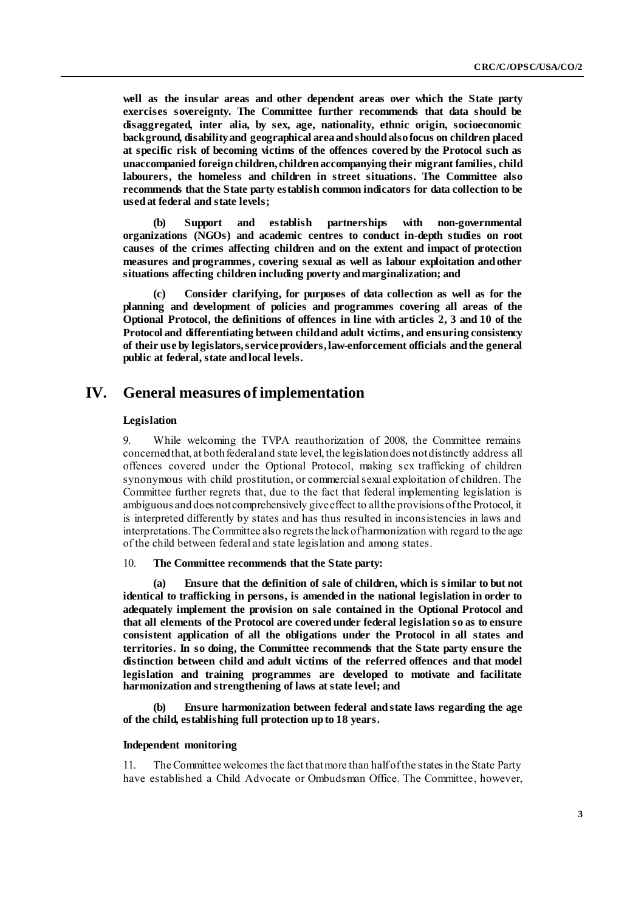**well as the insular areas and other dependent areas over which the State party exercises sovereignty. The Committee further recommends that data should be disaggregated, inter alia, by sex, age, nationality, ethnic origin, socioeconomic background, disability and geographical area and should also focus on children placed at specific risk of becoming victims of the offences covered by the Protocol such as unaccompanied foreign children, children accompanying their migrant families, child labourers, the homeless and children in street situations. The Committee also recommends that the State party establish common indicators for data collection to be used at federal and state levels;**

**(b) Support and establish partnerships with non-governmental organizations (NGOs) and academic centres to conduct in-depth studies on root causes of the crimes affecting children and on the extent and impact of protection measures and programmes, covering sexual as well as labour exploitation and other situations affecting children including poverty and marginalization; and**

**(c) Consider clarifying, for purposes of data collection as well as for the planning and development of policies and programmes covering all areas of the Optional Protocol, the definitions of offences in line with articles 2, 3 and 10 of the Protocol and differentiating between child and adult victims, and ensuring consistency of their use by legislators, service providers, law-enforcement officials and the general public at federal, state and local levels.**

# IV. General measures of implementation

### Legislation

9. While welcoming the TVPA reauthorization of 2008, the Committee remains concerned that, at both federal and state level, the legislation does not distinctly address all offences covered under the Optional Protocol, making sex trafficking of children synonymous with child prostitution, or commercial sexual exploitation of children. The Committee further regrets that, due to the fact that federal implementing legislation is ambiguous and does not comprehensively give effect to all the provisions of the Protocol, it is interpreted differently by states and has thus resulted in inconsistencies in laws and interpretations. The Committee also regrets the lack of harmonization with regard to the age of the child between federal and state legislation and among states.

10. **The Committee recommends that the State party:**

**(a) Ensure that the definition of sale of children, which is similar to but not identical to trafficking in persons, is amended in the national legislation in order to adequately implement the provision on sale contained in the Optional Protocol and that all elements of the Protocol are covered under federal legislation so as to ensure consistent application of all the obligations under the Protocol in all states and territories. In so doing, the Committee recommends that the State party ensure the distinction between child and adult victims of the referred offences and that model legislation and training programmes are developed to motivate and facilitate harmonization and strengthening of laws at state level; and**

**(b) Ensure harmonization between federal and state laws regarding the age of the child, establishing full protection up to 18 years.**

### Independent monitoring

11. The Committee welcomes the fact that more than half of the states in the State Party have established a Child Advocate or Ombudsman Office. The Committee, however,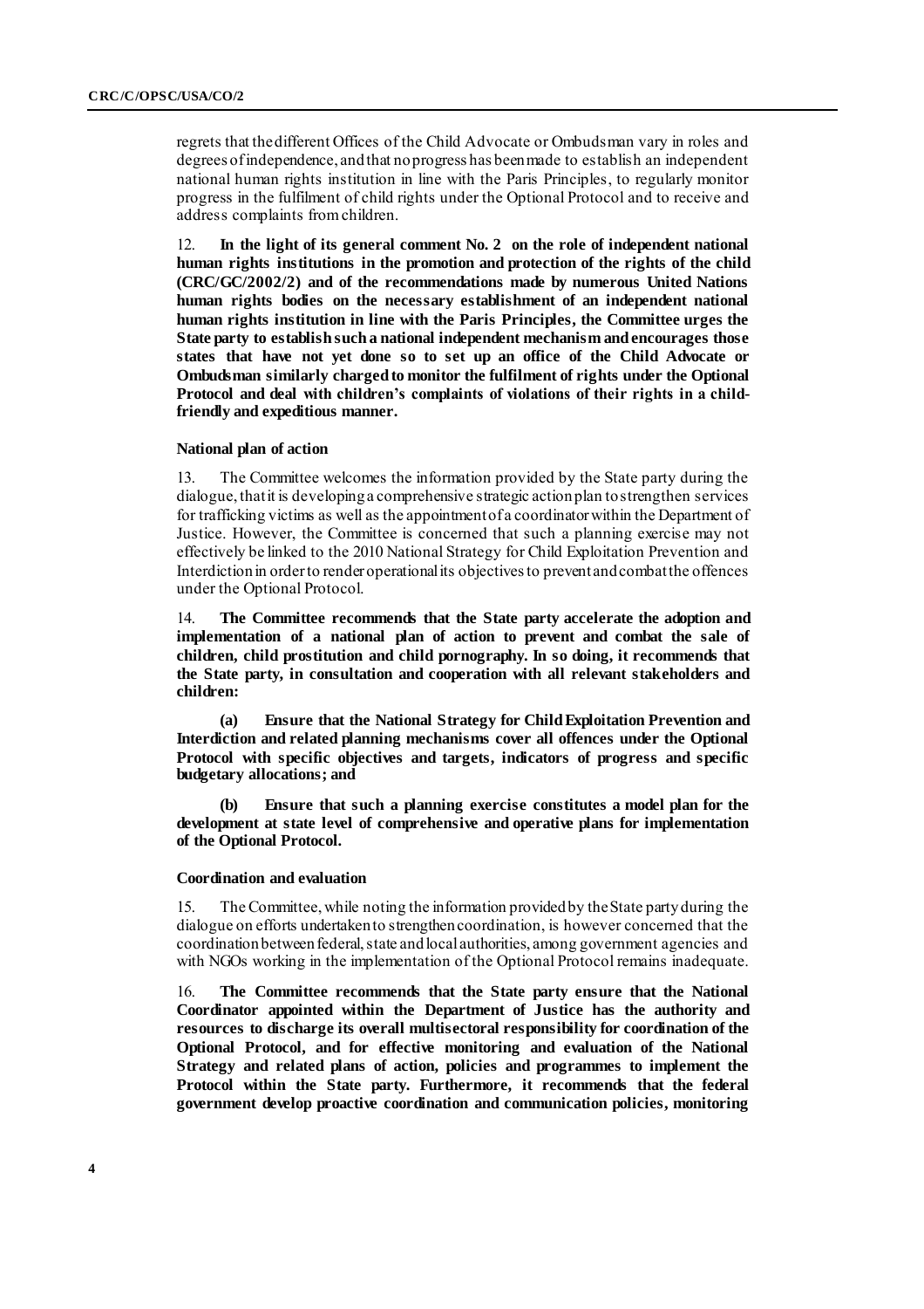regrets that the different Offices of the Child Advocate or Ombudsman vary in roles and degrees of independence, and that no progress has been made to establish an independent national human rights institution in line with the Paris Principles, to regularly monitor progress in the fulfilment of child rights under the Optional Protocol and to receive and address complaints from children.

12. **In the light of its general comment No. 2 on the role of independent national human rights institutions in the promotion and protection of the rights of the child (CRC/GC/2002/2) and of the recommendations made by numerous United Nations human rights bodies on the necessary establishment of an independent national human rights institution in line with the Paris Principles, the Committee urges the State party to establish such a national independent mechanism and encourages those states that have not yet done so to set up an office of the Child Advocate or Ombudsman similarly charged to monitor the fulfilment of rights under the Optional Protocol and deal with children's complaints of violations of their rights in a child-friendly and expeditious manner.**

### National plan of action

13. The Committee welcomes the information provided by the State party during the dialogue, that it is developing a comprehensive strategic action plan to strengthen services for trafficking victims as well as the appointment of a coordinator within the Department of Justice. However, the Committee is concerned that such a planning exercise may not effectively be linked to the 2010 National Strategy for Child Exploitation Prevention and Interdiction in order to render operational its objectives to prevent and combat the offences under the Optional Protocol.

14. **The Committee recommends that the State party accelerate the adoption and implementation of a national plan of action to prevent and combat the sale of children, child prostitution and child pornography. In so doing, it recommends that the State party, in consultation and cooperation with all relevant stakeholders and children:**

**(a) Ensure that the National Strategy for Child Exploitation Prevention and Interdiction and related planning mechanisms cover all offences under the Optional Protocol with specific objectives and targets, indicators of progress and specific budgetary allocations; and**

**(b) Ensure that such a planning exercise constitutes a model plan for the development at state level of comprehensive and operative plans for implementation of the Optional Protocol.**

### Coordination and evaluation

15. The Committee, while noting the information provided by the State party during the dialogue on efforts undertaken to strengthen coordination, is however concerned that the coordination between federal, state and local authorities, among government agencies and with NGOs working in the implementation of the Optional Protocol remains inadequate.

16. **The Committee recommends that the State party ensure that the National Coordinator appointed within the Department of Justice has the authority and resources to discharge its overall multisectoral responsibility for coordination of the Optional Protocol, and for effective monitoring and evaluation of the National Strategy and related plans of action, policies and programmes to implement the Protocol within the State party. Furthermore, it recommends that the federal government develop proactive coordination and communication policies, monitoring**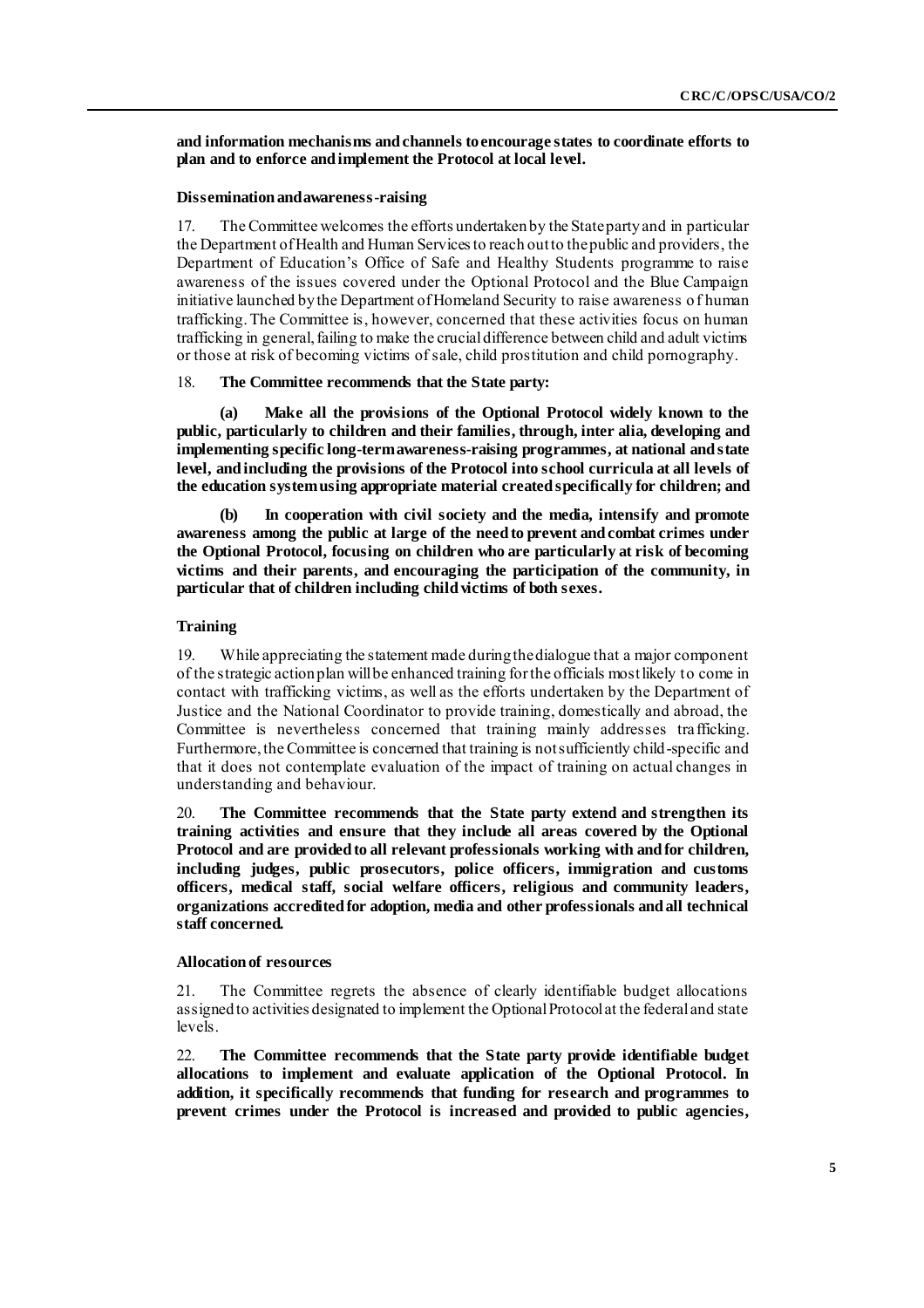**and information mechanisms and channels to encourage states to coordinate efforts to plan and to enforce and implement the Protocol at local level.**

### Dissemination and awareness-raising

17. The Committee welcomes the efforts undertaken by the State party and in particular the Department of Health and Human Services to reach out to the public and providers, the Department of Education's Office of Safe and Healthy Students programme to raise awareness of the issues covered under the Optional Protocol and the Blue Campaign initiative launched by the Department of Homeland Security to raise awareness of human trafficking. The Committee is, however, concerned that these activities focus on human trafficking in general, failing to make the crucial difference between child and adult victims or those at risk of becoming victims of sale, child prostitution and child pornography.

18. **The Committee recommends that the State party:**

**(a) Make all the provisions of the Optional Protocol widely known to the public, particularly to children and their families, through, inter alia, developing and implementing specific long-term awareness-raising programmes, at national and state level, and including the provisions of the Protocol into school curricula at all levels of the education system using appropriate material created specifically for children; and**

**(b) In cooperation with civil society and the media, intensify and promote awareness among the public at large of the need to prevent and combat crimes under the Optional Protocol, focusing on children who are particularly at risk of becoming victims and their parents, and encouraging the participation of the community, in particular that of children including child victims of both sexes.**

### Training

19. While appreciating the statement made during the dialogue that a major component of the strategic action plan will be enhanced training for the officials most likely to come in contact with trafficking victims, as well as the efforts undertaken by the Department of Justice and the National Coordinator to provide training, domestically and abroad, the Committee is nevertheless concerned that training mainly addresses trafficking. Furthermore, the Committee is concerned that training is not sufficiently child-specific and that it does not contemplate evaluation of the impact of training on actual changes in understanding and behaviour.

20. **The Committee recommends that the State party extend and strengthen its training activities and ensure that they include all areas covered by the Optional Protocol and are provided to all relevant professionals working with and for children, including judges, public prosecutors, police officers, immigration and customs officers, medical staff, social welfare officers, religious and community leaders, organizations accredited for adoption, media and other professionals and all technical staff concerned.**

### Allocation of resources

21. The Committee regrets the absence of clearly identifiable budget allocations assigned to activities designated to implement the Optional Protocol at the federal and state levels.

22. **The Committee recommends that the State party provide identifiable budget allocations to implement and evaluate application of the Optional Protocol. In addition, it specifically recommends that funding for research and programmes to prevent crimes under the Protocol is increased and provided to public agencies,**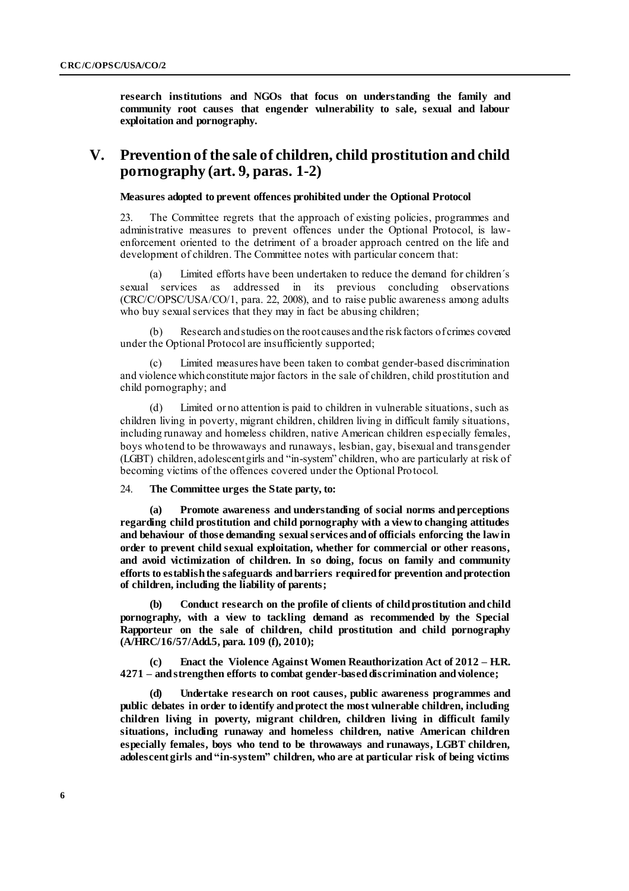**research institutions and NGOs that focus on understanding the family and community root causes that engender vulnerability to sale, sexual and labour exploitation and pornography.**

# V. Prevention of the sale of children, child prostitution and child pornography (art. 9, paras. 1-2)

### Measures adopted to prevent offences prohibited under the Optional Protocol

23. The Committee regrets that the approach of existing policies, programmes and administrative measures to prevent offences under the Optional Protocol, is law-enforcement oriented to the detriment of a broader approach centred on the life and development of children. The Committee notes with particular concern that:

(a) Limited efforts have been undertaken to reduce the demand for children´s sexual services as addressed in its previous concluding observations (CRC/C/OPSC/USA/CO/1, para. 22, 2008), and to raise public awareness among adults who buy sexual services that they may in fact be abusing children;

(b) Research and studies on the root causes and the risk factors of crimes covered under the Optional Protocol are insufficiently supported;

(c) Limited measures have been taken to combat gender-based discrimination and violence which constitute major factors in the sale of children, child prostitution and child pornography; and

(d) Limited or no attention is paid to children in vulnerable situations, such as children living in poverty, migrant children, children living in difficult family situations, including runaway and homeless children, native American children especially females, boys who tend to be throwaways and runaways, lesbian, gay, bisexual and transgender (LGBT) children, adolescent girls and "in-system" children, who are particularly at risk of becoming victims of the offences covered under the Optional Protocol.

24. **The Committee urges the State party, to:**

**(a) Promote awareness and understanding of social norms and perceptions regarding child prostitution and child pornography with a view to changing attitudes and behaviour of those demanding sexual services and of officials enforcing the law in order to prevent child sexual exploitation, whether for commercial or other reasons, and avoid victimization of children. In so doing, focus on family and community efforts to establish the safeguards and barriers required for prevention and protection of children, including the liability of parents;**

**(b) Conduct research on the profile of clients of child prostitution and child pornography, with a view to tackling demand as recommended by the Special Rapporteur on the sale of children, child prostitution and child pornography (A/HRC/16/57/Add.5, para. 109 (f), 2010);**

**(c) Enact the Violence Against Women Reauthorization Act of 2012 – H.R. 4271 – and strengthen efforts to combat gender-based discrimination and violence;**

**(d) Undertake research on root causes, public awareness programmes and public debates in order to identify and protect the most vulnerable children, including children living in poverty, migrant children, children living in difficult family situations, including runaway and homeless children, native American children especially females, boys who tend to be throwaways and runaways, LGBT children, adolescent girls and "in-system" children, who are at particular risk of being victims**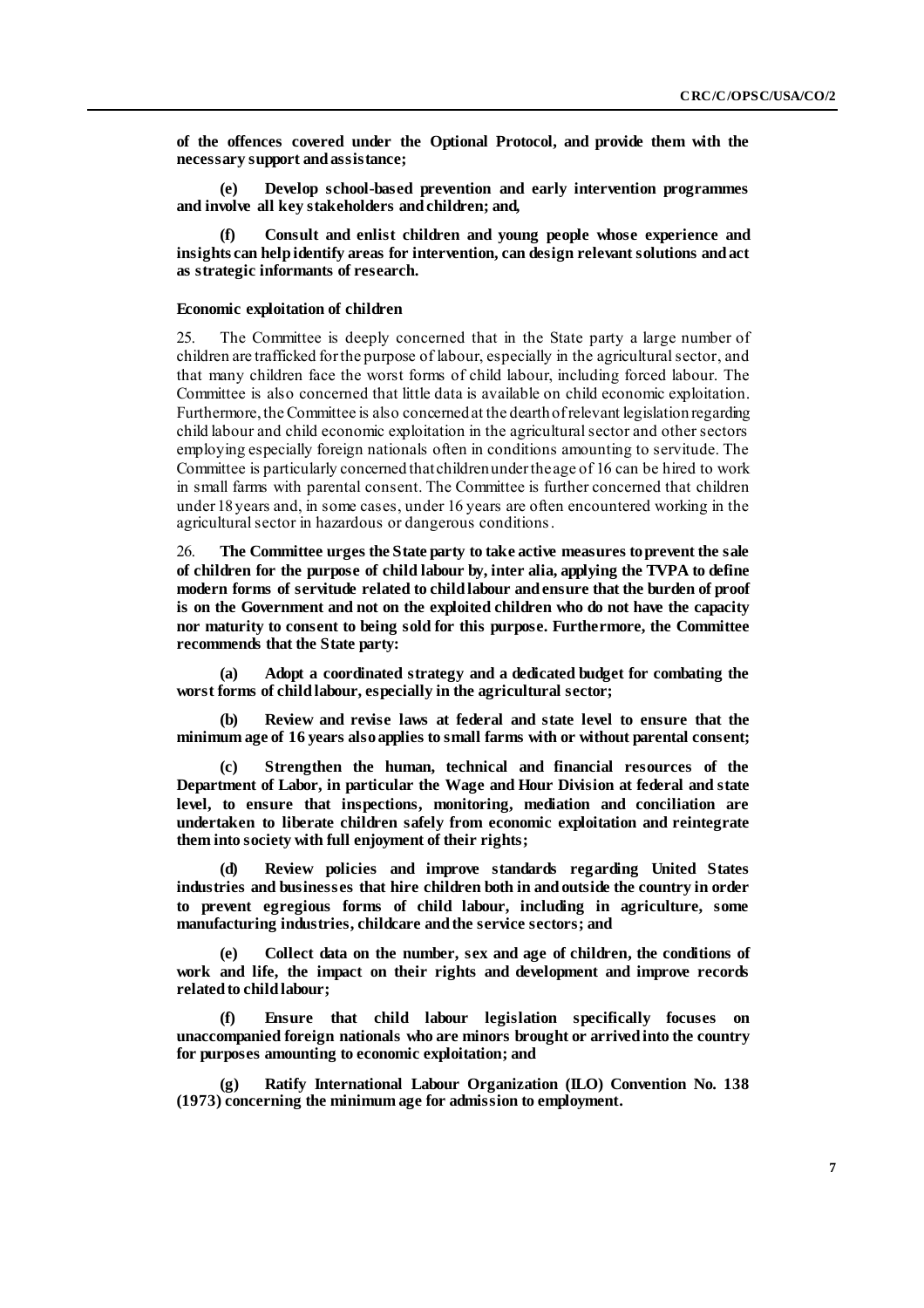**of the offences covered under the Optional Protocol, and provide them with the necessary support and assistance;**

**(e) Develop school-based prevention and early intervention programmes and involve all key stakeholders and children; and,**

**(f) Consult and enlist children and young people whose experience and insights can help identify areas for intervention, can design relevant solutions and act as strategic informants of research.**

#### Economic exploitation of children

25. The Committee is deeply concerned that in the State party a large number of children are trafficked for the purpose of labour, especially in the agricultural sector, and that many children face the worst forms of child labour, including forced labour. The Committee is also concerned that little data is available on child economic exploitation. Furthermore, the Committee is also concerned at the dearth of relevant legislation regarding child labour and child economic exploitation in the agricultural sector and other sectors employing especially foreign nationals often in conditions amounting to servitude. The Committee is particularly concerned that children under the age of 16 can be hired to work in small farms with parental consent. The Committee is further concerned that children under 18 years and, in some cases, under 16 years are often encountered working in the agricultural sector in hazardous or dangerous conditions.

26. **The Committee urges the State party to take active measures to prevent the sale of children for the purpose of child labour by, inter alia, applying the TVPA to define modern forms of servitude related to child labour and ensure that the burden of proof is on the Government and not on the exploited children who do not have the capacity nor maturity to consent to being sold for this purpose. Furthermore, the Committee recommends that the State party:**

**(a) Adopt a coordinated strategy and a dedicated budget for combating the worst forms of child labour, especially in the agricultural sector;**

**(b) Review and revise laws at federal and state level to ensure that the minimum age of 16 years also applies to small farms with or without parental consent;**

**(c) Strengthen the human, technical and financial resources of the Department of Labor, in particular the Wage and Hour Division at federal and state level, to ensure that inspections, monitoring, mediation and conciliation are undertaken to liberate children safely from economic exploitation and reintegrate them into society with full enjoyment of their rights;**

**(d) Review policies and improve standards regarding United States industries and businesses that hire children both in and outside the country in order to prevent egregious forms of child labour, including in agriculture, some manufacturing industries, childcare and the service sectors; and**

**(e) Collect data on the number, sex and age of children, the conditions of work and life, the impact on their rights and development and improve records related to child labour;**

**(f) Ensure that child labour legislation specifically focuses on unaccompanied foreign nationals who are minors brought or arrived into the country for purposes amounting to economic exploitation; and**

**(g) Ratify International Labour Organization (ILO) Convention No. 138 (1973) concerning the minimum age for admission to employment.**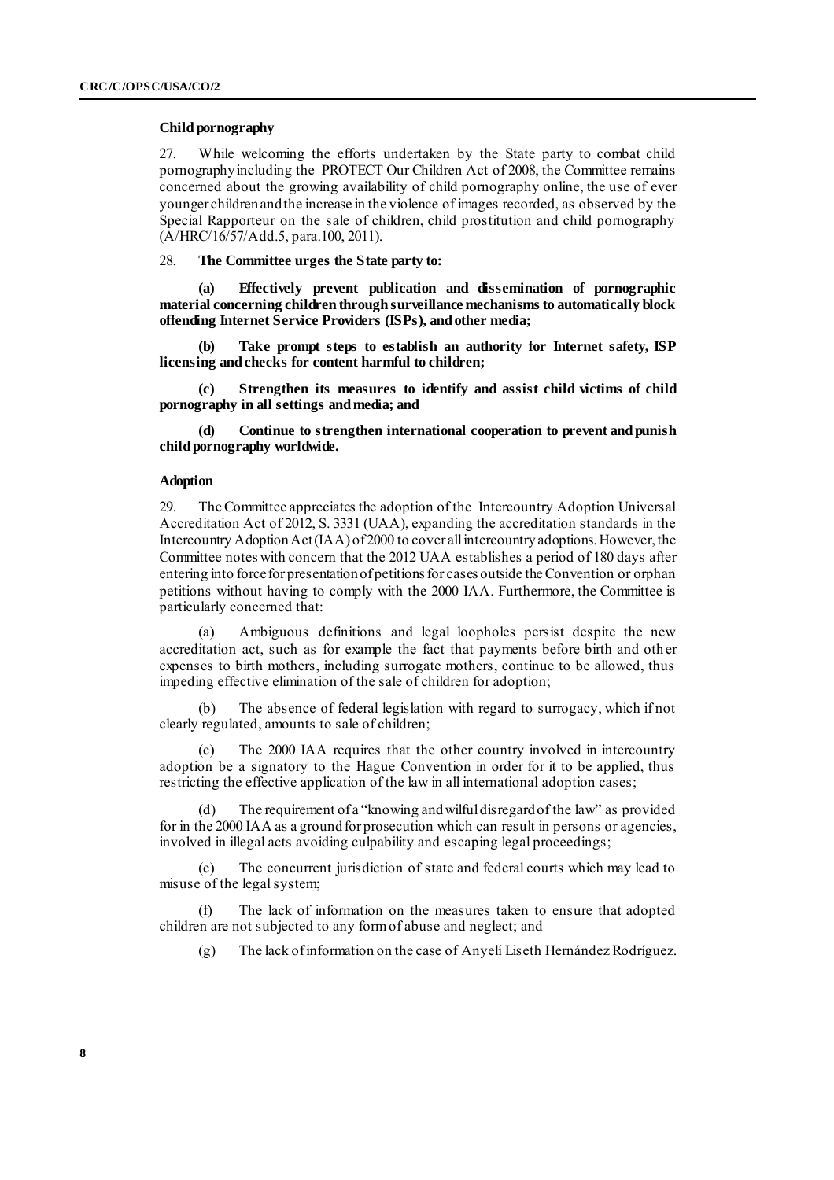### Child pornography

27. While welcoming the efforts undertaken by the State party to combat child pornography including the PROTECT Our Children Act of 2008, the Committee remains concerned about the growing availability of child pornography online, the use of ever younger children and the increase in the violence of images recorded, as observed by the Special Rapporteur on the sale of children, child prostitution and child pornography (A/HRC/16/57/Add.5, para.100, 2011).

28. **The Committee urges the State party to:**

**(a) Effectively prevent publication and dissemination of pornographic material concerning children through surveillance mechanisms to automatically block offending Internet Service Providers (ISPs), and other media;**

**(b) Take prompt steps to establish an authority for Internet safety, ISP licensing and checks for content harmful to children;**

**(c) Strengthen its measures to identify and assist child victims of child pornography in all settings and media; and**

**(d) Continue to strengthen international cooperation to prevent and punish child pornography worldwide.**

### Adoption

29. The Committee appreciates the adoption of the Intercountry Adoption Universal Accreditation Act of 2012, S. 3331 (UAA), expanding the accreditation standards in the Intercountry Adoption Act (IAA) of 2000 to cover all intercountry adoptions. However, the Committee notes with concern that the 2012 UAA establishes a period of 180 days after entering into force for presentation of petitions for cases outside the Convention or orphan petitions without having to comply with the 2000 IAA. Furthermore, the Committee is particularly concerned that:

(a) Ambiguous definitions and legal loopholes persist despite the new accreditation act, such as for example the fact that payments before birth and other expenses to birth mothers, including surrogate mothers, continue to be allowed, thus impeding effective elimination of the sale of children for adoption;

(b) The absence of federal legislation with regard to surrogacy, which if not clearly regulated, amounts to sale of children;

(c) The 2000 IAA requires that the other country involved in intercountry adoption be a signatory to the Hague Convention in order for it to be applied, thus restricting the effective application of the law in all international adoption cases;

(d) The requirement of a "knowing and wilful disregard of the law" as provided for in the 2000 IAA as a ground for prosecution which can result in persons or agencies, involved in illegal acts avoiding culpability and escaping legal proceedings;

(e) The concurrent jurisdiction of state and federal courts which may lead to misuse of the legal system;

(f) The lack of information on the measures taken to ensure that adopted children are not subjected to any form of abuse and neglect; and

(g) The lack of information on the case of Anyelí Liseth Hernández Rodríguez.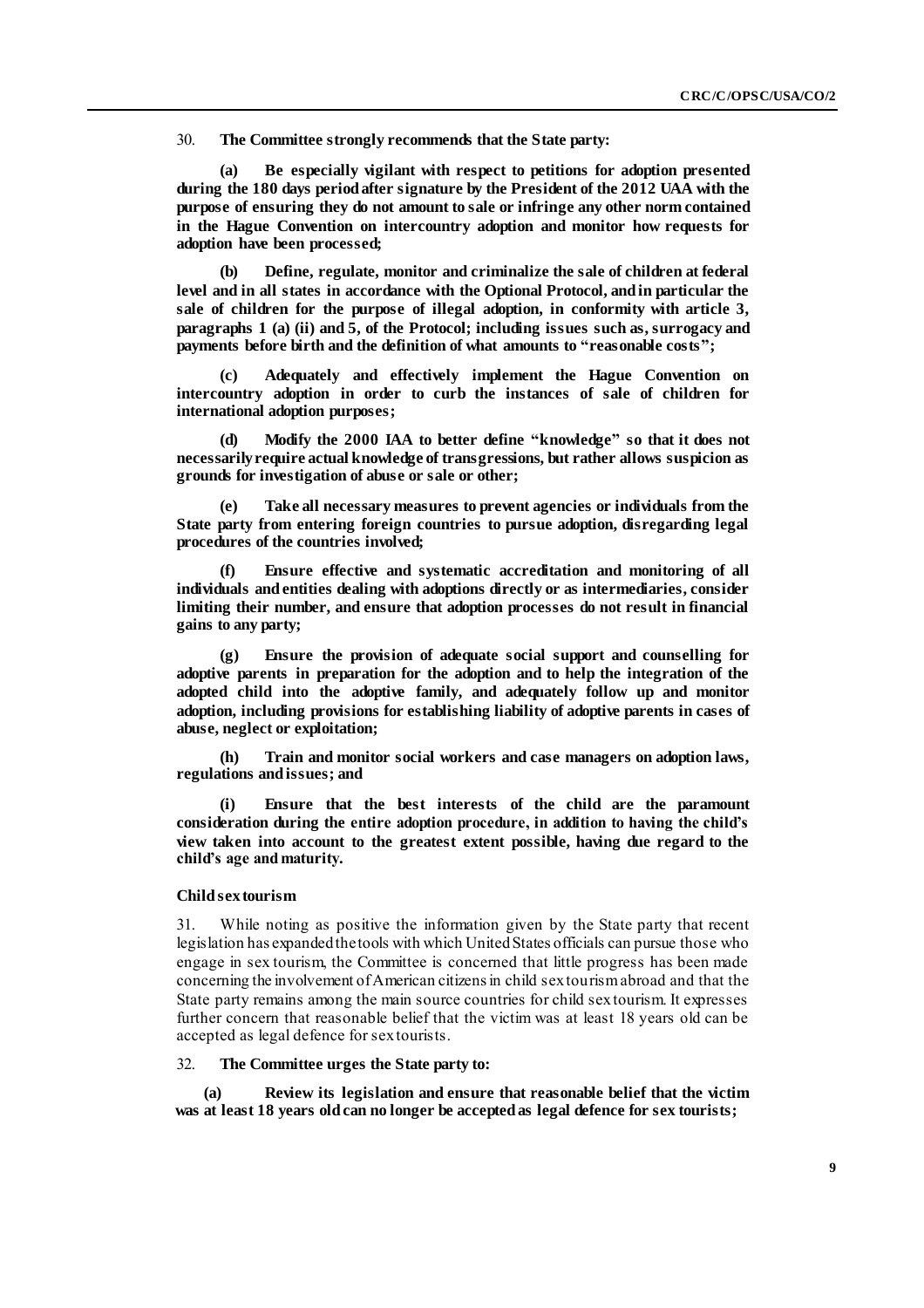30. **The Committee strongly recommends that the State party:**

**(a) Be especially vigilant with respect to petitions for adoption presented during the 180 days period after signature by the President of the 2012 UAA with the purpose of ensuring they do not amount to sale or infringe any other norm contained in the Hague Convention on intercountry adoption and monitor how requests for adoption have been processed;**

**(b) Define, regulate, monitor and criminalize the sale of children at federal level and in all states in accordance with the Optional Protocol, and in particular the sale of children for the purpose of illegal adoption, in conformity with article 3, paragraphs 1 (a) (ii) and 5, of the Protocol; including issues such as, surrogacy and payments before birth and the definition of what amounts to "reasonable costs";**

**(c) Adequately and effectively implement the Hague Convention on intercountry adoption in order to curb the instances of sale of children for international adoption purposes;**

**(d) Modify the 2000 IAA to better define "knowledge" so that it does not necessarily require actual knowledge of transgressions, but rather allows suspicion as grounds for investigation of abuse or sale or other;**

**(e) Take all necessary measures to prevent agencies or individuals from the State party from entering foreign countries to pursue adoption, disregarding legal procedures of the countries involved;**

**(f) Ensure effective and systematic accreditation and monitoring of all individuals and entities dealing with adoptions directly or as intermediaries, consider limiting their number, and ensure that adoption processes do not result in financial gains to any party;**

**(g) Ensure the provision of adequate social support and counselling for adoptive parents in preparation for the adoption and to help the integration of the adopted child into the adoptive family, and adequately follow up and monitor adoption, including provisions for establishing liability of adoptive parents in cases of abuse, neglect or exploitation;**

**(h) Train and monitor social workers and case managers on adoption laws, regulations and issues; and**

**(i) Ensure that the best interests of the child are the paramount consideration during the entire adoption procedure, in addition to having the child's view taken into account to the greatest extent possible, having due regard to the child's age and maturity.**

### Child sex tourism

31. While noting as positive the information given by the State party that recent legislation has expanded the tools with which United States officials can pursue those who engage in sex tourism, the Committee is concerned that little progress has been made concerning the involvement of American citizens in child sex tourism abroad and that the State party remains among the main source countries for child sex tourism. It expresses further concern that reasonable belief that the victim was at least 18 years old can be accepted as legal defence for sex tourists.

32. **The Committee urges the State party to:**

**(a) Review its legislation and ensure that reasonable belief that the victim was at least 18 years old can no longer be accepted as legal defence for sex tourists;**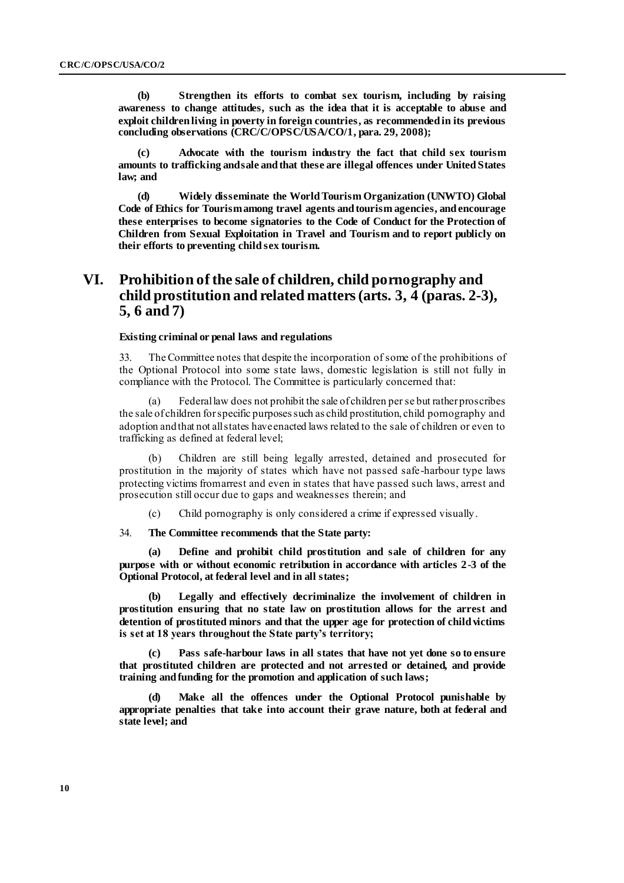**(b) Strengthen its efforts to combat sex tourism, including by raising awareness to change attitudes, such as the idea that it is acceptable to abuse and exploit children living in poverty in foreign countries, as recommended in its previous concluding observations (CRC/C/OPSC/USA/CO/1, para. 29, 2008);**

**(c) Advocate with the tourism industry the fact that child sex tourism amounts to trafficking and sale and that these are illegal offences under United States law; and**

**(d) Widely disseminate the World Tourism Organization (UNWTO) Global Code of Ethics for Tourism among travel agents and tourism agencies, and encourage these enterprises to become signatories to the Code of Conduct for the Protection of Children from Sexual Exploitation in Travel and Tourism and to report publicly on their efforts to preventing child sex tourism.**

# VI. Prohibition of the sale of children, child pornography and child prostitution and related matters (arts. 3, 4 (paras. 2-3), 5, 6 and 7)

### Existing criminal or penal laws and regulations

33. The Committee notes that despite the incorporation of some of the prohibitions of the Optional Protocol into some state laws, domestic legislation is still not fully in compliance with the Protocol. The Committee is particularly concerned that:

(a) Federal law does not prohibit the sale of children per se but rather proscribes the sale of children for specific purposes such as child prostitution, child pornography and adoption and that not all states have enacted laws related to the sale of children or even to trafficking as defined at federal level;

(b) Children are still being legally arrested, detained and prosecuted for prostitution in the majority of states which have not passed safe-harbour type laws protecting victims from arrest and even in states that have passed such laws, arrest and prosecution still occur due to gaps and weaknesses therein; and

(c) Child pornography is only considered a crime if expressed visually.

34. **The Committee recommends that the State party:**

**(a) Define and prohibit child prostitution and sale of children for any purpose with or without economic retribution in accordance with articles 2-3 of the Optional Protocol, at federal level and in all states;**

**(b) Legally and effectively decriminalize the involvement of children in prostitution ensuring that no state law on prostitution allows for the arrest and detention of prostituted minors and that the upper age for protection of child victims is set at 18 years throughout the State party's territory;**

**(c) Pass safe-harbour laws in all states that have not yet done so to ensure that prostituted children are protected and not arrested or detained, and provide training and funding for the promotion and application of such laws;**

**(d) Make all the offences under the Optional Protocol punishable by appropriate penalties that take into account their grave nature, both at federal and state level; and**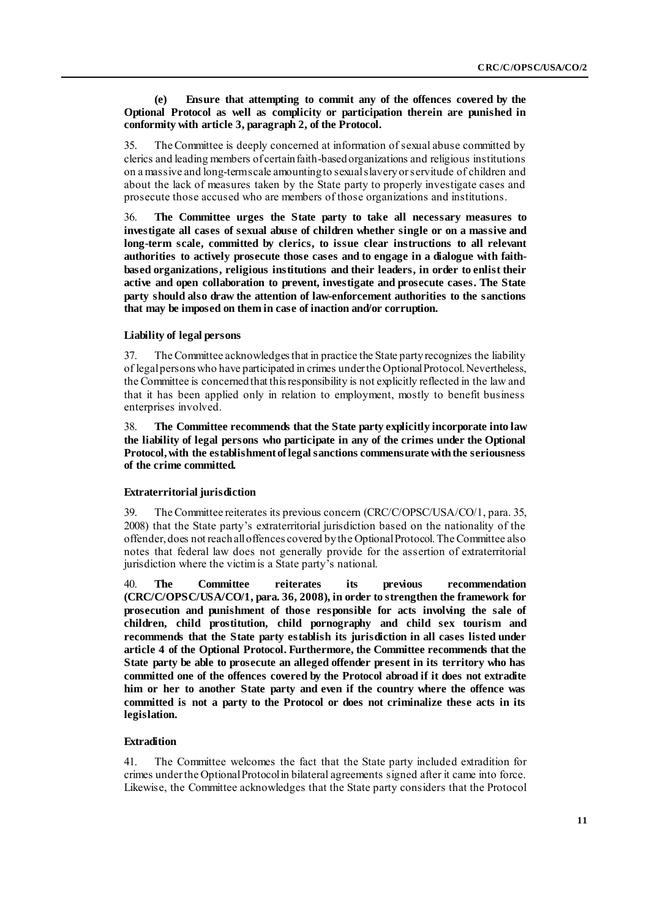**(e) Ensure that attempting to commit any of the offences covered by the Optional Protocol as well as complicity or participation therein are punished in conformity with article 3, paragraph 2, of the Protocol.**

35. The Committee is deeply concerned at information of sexual abuse committed by clerics and leading members of certain faith-based organizations and religious institutions on a massive and long-term scale amounting to sexual slavery or servitude of children and about the lack of measures taken by the State party to properly investigate cases and prosecute those accused who are members of those organizations and institutions.

36. **The Committee urges the State party to take all necessary measures to investigate all cases of sexual abuse of children whether single or on a massive and long-term scale, committed by clerics, to issue clear instructions to all relevant authorities to actively prosecute those cases and to engage in a dialogue with faith-based organizations, religious institutions and their leaders, in order to enlist their active and open collaboration to prevent, investigate and prosecute cases. The State party should also draw the attention of law-enforcement authorities to the sanctions that may be imposed on them in case of inaction and/or corruption.**

### Liability of legal persons

37. The Committee acknowledges that in practice the State party recognizes the liability of legal persons who have participated in crimes under the Optional Protocol. Nevertheless, the Committee is concerned that this responsibility is not explicitly reflected in the law and that it has been applied only in relation to employment, mostly to benefit business enterprises involved.

38. **The Committee recommends that the State party explicitly incorporate into law the liability of legal persons who participate in any of the crimes under the Optional Protocol, with the establishment of legal sanctions commensurate with the seriousness of the crime committed.**

### Extraterritorial jurisdiction

39. The Committee reiterates its previous concern (CRC/C/OPSC/USA/CO/1, para. 35, 2008) that the State party's extraterritorial jurisdiction based on the nationality of the offender, does not reach all offences covered by the Optional Protocol. The Committee also notes that federal law does not generally provide for the assertion of extraterritorial jurisdiction where the victim is a State party's national.

40. **The Committee reiterates its previous recommendation (CRC/C/OPSC/USA/CO/1, para. 36, 2008), in order to strengthen the framework for prosecution and punishment of those responsible for acts involving the sale of children, child prostitution, child pornography and child sex tourism and recommends that the State party establish its jurisdiction in all cases listed under article 4 of the Optional Protocol. Furthermore, the Committee recommends that the State party be able to prosecute an alleged offender present in its territory who has committed one of the offences covered by the Protocol abroad if it does not extradite him or her to another State party and even if the country where the offence was committed is not a party to the Protocol or does not criminalize these acts in its legislation.**

### Extradition

41. The Committee welcomes the fact that the State party included extradition for crimes under the Optional Protocol in bilateral agreements signed after it came into force. Likewise, the Committee acknowledges that the State party considers that the Protocol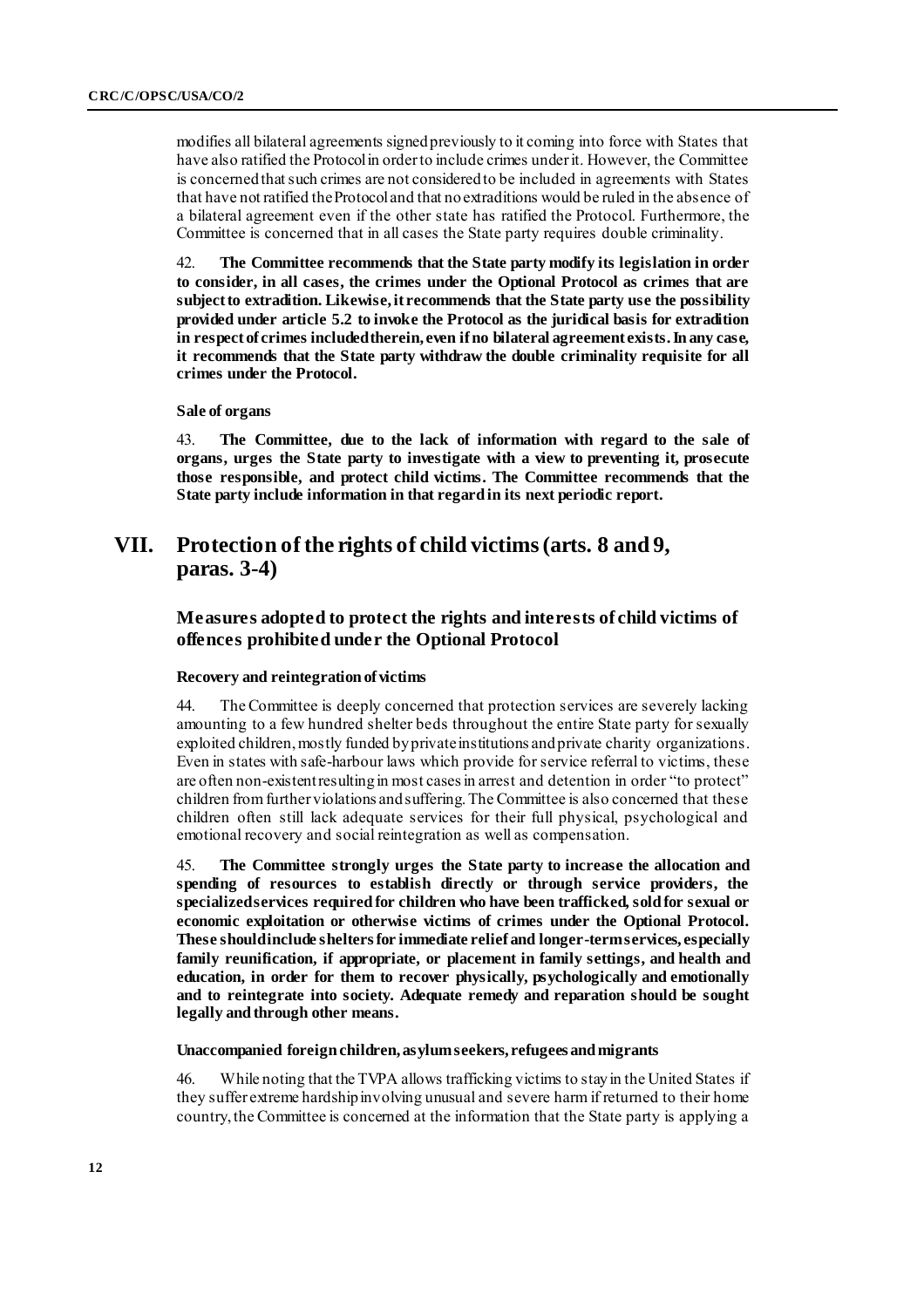modifies all bilateral agreements signed previously to it coming into force with States that have also ratified the Protocol in order to include crimes under it. However, the Committee is concerned that such crimes are not considered to be included in agreements with States that have not ratified the Protocol and that no extraditions would be ruled in the absence of a bilateral agreement even if the other state has ratified the Protocol. Furthermore, the Committee is concerned that in all cases the State party requires double criminality.

42. **The Committee recommends that the State party modify its legislation in order to consider, in all cases, the crimes under the Optional Protocol as crimes that are subject to extradition. Likewise, it recommends that the State party use the possibility provided under article 5.2 to invoke the Protocol as the juridical basis for extradition in respect of crimes included therein, even if no bilateral agreement exists. In any case, it recommends that the State party withdraw the double criminality requisite for all crimes under the Protocol.**

#### Sale of organs

43. **The Committee, due to the lack of information with regard to the sale of organs, urges the State party to investigate with a view to preventing it, prosecute those responsible, and protect child victims. The Committee recommends that the State party include information in that regard in its next periodic report.**

# VII. Protection of the rights of child victims (arts. 8 and 9, paras. 3-4)

## Measures adopted to protect the rights and interests of child victims of offences prohibited under the Optional Protocol

#### Recovery and reintegration of victims

44. The Committee is deeply concerned that protection services are severely lacking amounting to a few hundred shelter beds throughout the entire State party for sexually exploited children, mostly funded by private institutions and private charity organizations. Even in states with safe-harbour laws which provide for service referral to victims, these are often non-existent resulting in most cases in arrest and detention in order "to protect" children from further violations and suffering. The Committee is also concerned that these children often still lack adequate services for their full physical, psychological and emotional recovery and social reintegration as well as compensation.

45. **The Committee strongly urges the State party to increase the allocation and spending of resources to establish directly or through service providers, the specialized services required for children who have been trafficked, sold for sexual or economic exploitation or otherwise victims of crimes under the Optional Protocol. These should include shelters for immediate relief and longer-term services, especially family reunification, if appropriate, or placement in family settings, and health and education, in order for them to recover physically, psychologically and emotionally and to reintegrate into society. Adequate remedy and reparation should be sought legally and through other means.**

#### Unaccompanied foreign children, asylum seekers, refugees and migrants

46. While noting that the TVPA allows trafficking victims to stay in the United States if they suffer extreme hardship involving unusual and severe harm if returned to their home country, the Committee is concerned at the information that the State party is applying a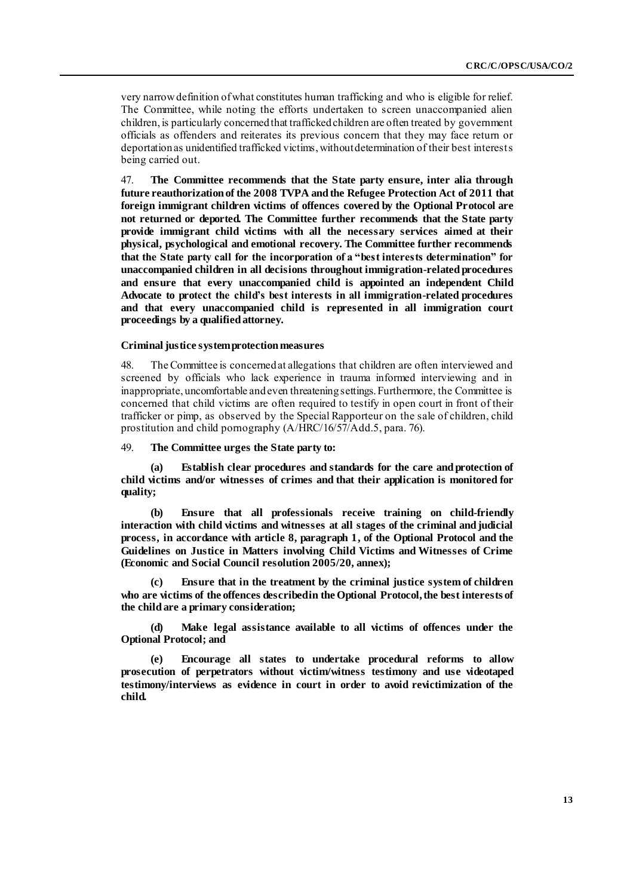very narrow definition of what constitutes human trafficking and who is eligible for relief. The Committee, while noting the efforts undertaken to screen unaccompanied alien children, is particularly concerned that trafficked children are often treated by government officials as offenders and reiterates its previous concern that they may face return or deportation as unidentified trafficked victims, without determination of their best interests being carried out.

47. **The Committee recommends that the State party ensure, inter alia through future reauthorization of the 2008 TVPA and the Refugee Protection Act of 2011 that foreign immigrant children victims of offences covered by the Optional Protocol are not returned or deported. The Committee further recommends that the State party provide immigrant child victims with all the necessary services aimed at their physical, psychological and emotional recovery. The Committee further recommends that the State party call for the incorporation of a "best interests determination" for unaccompanied children in all decisions throughout immigration-related procedures and ensure that every unaccompanied child is appointed an independent Child Advocate to protect the child's best interests in all immigration-related procedures and that every unaccompanied child is represented in all immigration court proceedings by a qualified attorney.**

### Criminal justice system protection measures

48. The Committee is concerned at allegations that children are often interviewed and screened by officials who lack experience in trauma informed interviewing and in inappropriate, uncomfortable and even threatening settings. Furthermore, the Committee is concerned that child victims are often required to testify in open court in front of their trafficker or pimp, as observed by the Special Rapporteur on the sale of children, child prostitution and child pornography (A/HRC/16/57/Add.5, para. 76).

49. **The Committee urges the State party to:**

**(a) Establish clear procedures and standards for the care and protection of child victims and/or witnesses of crimes and that their application is monitored for quality;**

**(b) Ensure that all professionals receive training on child-friendly interaction with child victims and witnesses at all stages of the criminal and judicial process, in accordance with article 8, paragraph 1, of the Optional Protocol and the Guidelines on Justice in Matters involving Child Victims and Witnesses of Crime (Economic and Social Council resolution 2005/20, annex);**

**(c) Ensure that in the treatment by the criminal justice system of children who are victims of the offences described in the Optional Protocol, the best interests of the child are a primary consideration;**

**(d) Make legal assistance available to all victims of offences under the Optional Protocol; and**

**(e) Encourage all states to undertake procedural reforms to allow prosecution of perpetrators without victim/witness testimony and use videotaped testimony/interviews as evidence in court in order to avoid revictimization of the child.**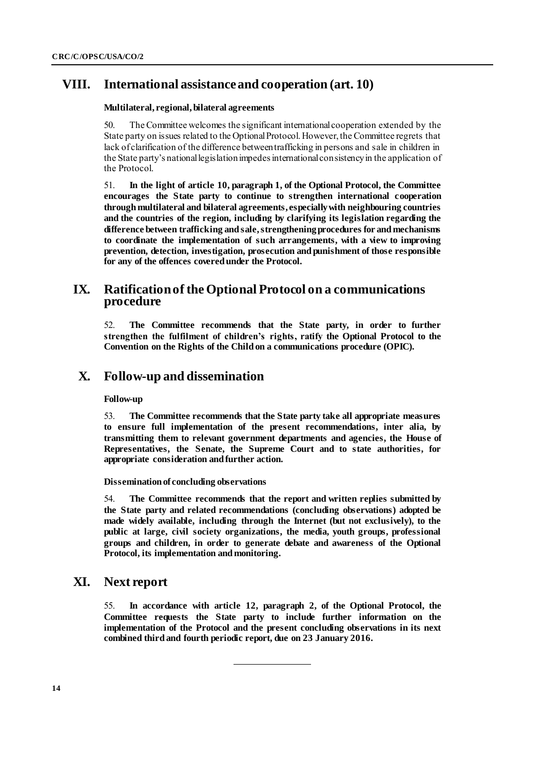## VIII. International assistance and cooperation (art. 10)

### Multilateral, regional, bilateral agreements

50. The Committee welcomes the significant international cooperation extended by the State party on issues related to the Optional Protocol. However, the Committee regrets that lack of clarification of the difference between trafficking in persons and sale in children in the State party's national legislation impedes international consistency in the application of the Protocol.

51. **In the light of article 10, paragraph 1, of the Optional Protocol, the Committee encourages the State party to continue to strengthen international cooperation through multilateral and bilateral agreements, especially with neighbouring countries and the countries of the region, including by clarifying its legislation regarding the difference between trafficking and sale, strengthening procedures for and mechanisms to coordinate the implementation of such arrangements, with a view to improving prevention, detection, investigation, prosecution and punishment of those responsible for any of the offences covered under the Protocol.**

## IX. Ratification of the Optional Protocol on a communications procedure

52. **The Committee recommends that the State party, in order to further strengthen the fulfilment of children's rights, ratify the Optional Protocol to the Convention on the Rights of the Child on a communications procedure (OPIC).**

## X. Follow-up and dissemination

### Follow-up

53. **The Committee recommends that the State party take all appropriate measures to ensure full implementation of the present recommendations, inter alia, by transmitting them to relevant government departments and agencies, the House of Representatives, the Senate, the Supreme Court and to state authorities, for appropriate consideration and further action.**

### Dissemination of concluding observations

54. **The Committee recommends that the report and written replies submitted by the State party and related recommendations (concluding observations) adopted be made widely available, including through the Internet (but not exclusively), to the public at large, civil society organizations, the media, youth groups, professional groups and children, in order to generate debate and awareness of the Optional Protocol, its implementation and monitoring.**

## XI. Next report

55. **In accordance with article 12, paragraph 2, of the Optional Protocol, the Committee requests the State party to include further information on the implementation of the Protocol and the present concluding observations in its next combined third and fourth periodic report, due on 23 January 2016.**